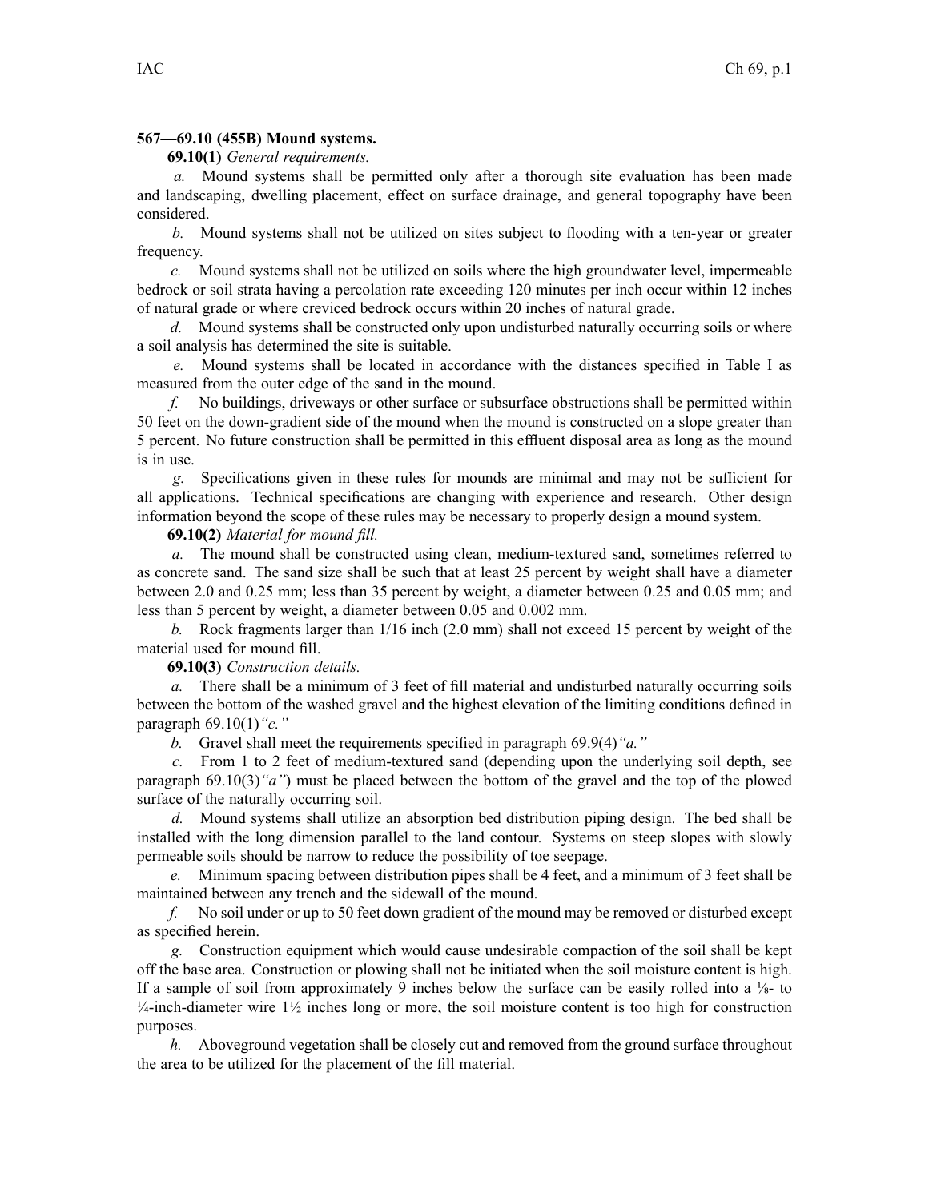**567—69.10 (455B) Mound systems.**

**69.10(1)** *General requirements.*

*a.* Mound systems shall be permitted only after a thorough site evaluation has been made and landscaping, dwelling placement, effect on surface drainage, and general topography have been considered.

*b.* Mound systems shall not be utilized on sites subject to flooding with a ten-year or greater frequency.

*c.* Mound systems shall not be utilized on soils where the high groundwater level, impermeable bedrock or soil strata having a percolation rate exceeding 120 minutes per inch occur within 12 inches of natural grade or where creviced bedrock occurs within 20 inches of natural grade.

*d.* Mound systems shall be constructed only upon undisturbed naturally occurring soils or where a soil analysis has determined the site is suitable.

*e.* Mound systems shall be located in accordance with the distances specified in Table I as measured from the outer edge of the sand in the mound.

*f.* No buildings, driveways or other surface or subsurface obstructions shall be permitted within 50 feet on the down-gradient side of the mound when the mound is constructed on a slope greater than 5 percent. No future construction shall be permitted in this effluent disposal area as long as the mound is in use.

*g.* Specifications given in these rules for mounds are minimal and may not be sufficient for all applications. Technical specifications are changing with experience and research. Other design information beyond the scope of these rules may be necessary to properly design a mound system.

**69.10(2)** *Material for mound fill.*

*a.* The mound shall be constructed using clean, medium-textured sand, sometimes referred to as concrete sand. The sand size shall be such that at least 25 percent by weight shall have a diameter between 2.0 and 0.25 mm; less than 35 percent by weight, a diameter between 0.25 and 0.05 mm; and less than 5 percent by weight, a diameter between 0.05 and 0.002 mm.

*b.* Rock fragments larger than 1/16 inch (2.0 mm) shall not exceed 15 percent by weight of the material used for mound fill.

**69.10(3)** *Construction details.*

*a.* There shall be a minimum of 3 feet of fill material and undisturbed naturally occurring soils between the bottom of the washed gravel and the highest elevation of the limiting conditions defined in paragraph 69.10(1)*"c."*

*b.* Gravel shall meet the requirements specified in paragraph 69.9(4)*"a."*

*c.* From 1 to 2 feet of medium-textured sand (depending upon the underlying soil depth, see paragraph 69.10(3)*"a"*) must be placed between the bottom of the gravel and the top of the plowed surface of the naturally occurring soil.

*d.* Mound systems shall utilize an absorption bed distribution piping design. The bed shall be installed with the long dimension parallel to the land contour. Systems on steep slopes with slowly permeable soils should be narrow to reduce the possibility of toe seepage.

*e.* Minimum spacing between distribution pipes shall be 4 feet, and a minimum of 3 feet shall be maintained between any trench and the sidewall of the mound.

*f.* No soil under or up to 50 feet down gradient of the mound may be removed or disturbed except as specified herein.

*g.* Construction equipment which would cause undesirable compaction of the soil shall be kept off the base area. Construction or plowing shall not be initiated when the soil moisture content is high. If a sample of soil from approximately 9 inches below the surface can be easily rolled into a ⅛- to ¼-inch-diameter wire 1½ inches long or more, the soil moisture content is too high for construction purposes.

*h.* Aboveground vegetation shall be closely cut and removed from the ground surface throughout the area to be utilized for the placement of the fill material.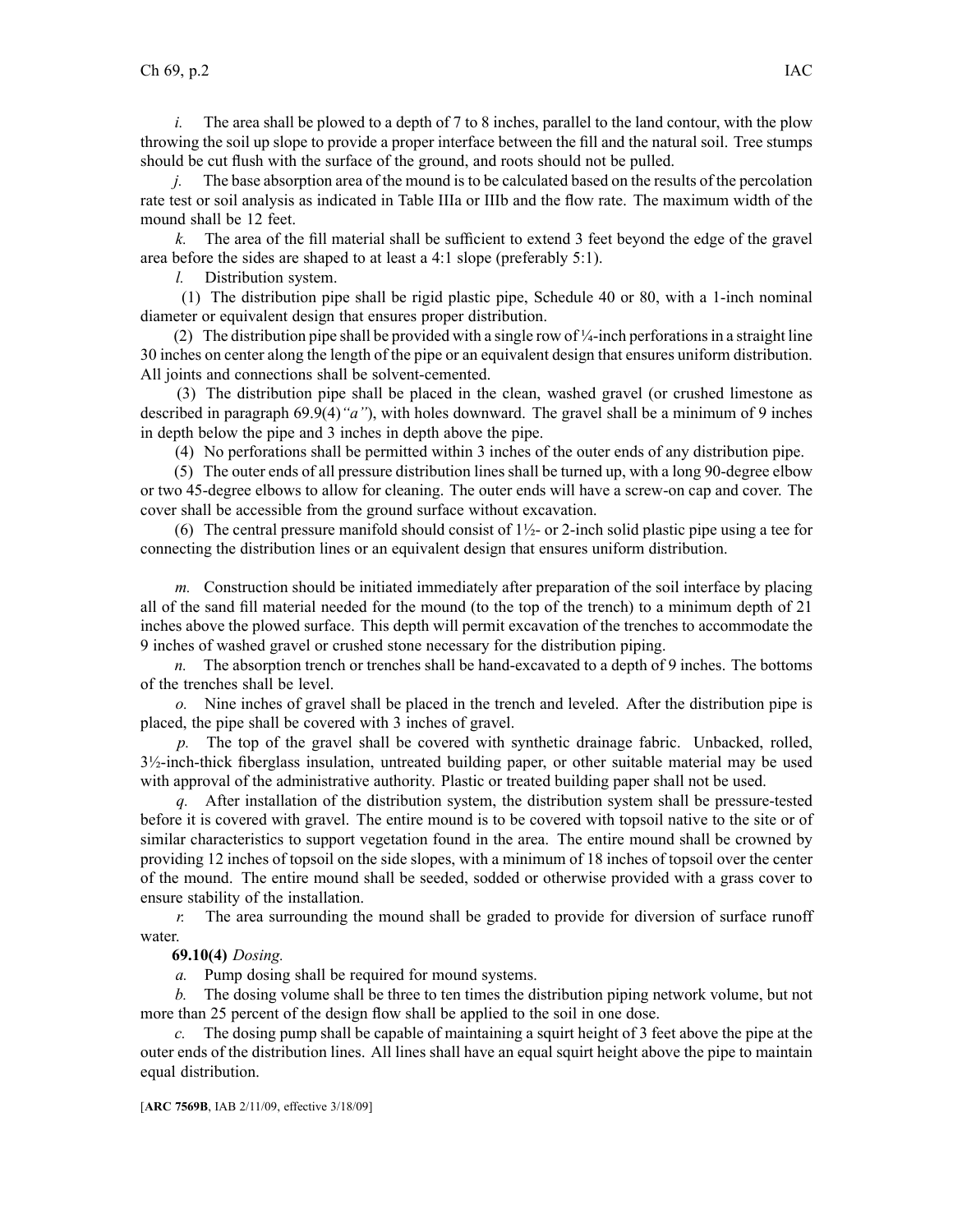*i.* The area shall be plowed to a depth of 7 to 8 inches, parallel to the land contour, with the plow throwing the soil up slope to provide a proper interface between the fill and the natural soil. Tree stumps should be cut flush with the surface of the ground, and roots should not be pulled.

*j.* The base absorption area of the mound is to be calculated based on the results of the percolation rate test or soil analysis as indicated in Table IIIa or IIIb and the flow rate. The maximum width of the mound shall be 12 feet.

*k.* The area of the fill material shall be sufficient to extend 3 feet beyond the edge of the gravel area before the sides are shaped to at least a 4:1 slope (preferably 5:1).

*l.* Distribution system.

(1) The distribution pipe shall be rigid plastic pipe, Schedule 40 or 80, with a 1-inch nominal diameter or equivalent design that ensures proper distribution.

(2) The distribution pipe shall be provided with a single row of ¼-inch perforations in a straight line 30 inches on center along the length of the pipe or an equivalent design that ensures uniform distribution. All joints and connections shall be solvent-cemented.

(3) The distribution pipe shall be placed in the clean, washed gravel (or crushed limestone as described in paragraph 69.9(4)*"a"*), with holes downward. The gravel shall be a minimum of 9 inches in depth below the pipe and 3 inches in depth above the pipe.

(4) No perforations shall be permitted within 3 inches of the outer ends of any distribution pipe.

(5) The outer ends of all pressure distribution lines shall be turned up, with a long 90-degree elbow or two 45-degree elbows to allow for cleaning. The outer ends will have a screw-on cap and cover. The cover shall be accessible from the ground surface without excavation.

(6) The central pressure manifold should consist of 1½- or 2-inch solid plastic pipe using a tee for connecting the distribution lines or an equivalent design that ensures uniform distribution.

*m.* Construction should be initiated immediately after preparation of the soil interface by placing all of the sand fill material needed for the mound (to the top of the trench) to a minimum depth of 21 inches above the plowed surface. This depth will permit excavation of the trenches to accommodate the 9 inches of washed gravel or crushed stone necessary for the distribution piping.

*n.* The absorption trench or trenches shall be hand-excavated to a depth of 9 inches. The bottoms of the trenches shall be level.

*o.* Nine inches of gravel shall be placed in the trench and leveled. After the distribution pipe is placed, the pipe shall be covered with 3 inches of gravel.

*p.* The top of the gravel shall be covered with synthetic drainage fabric. Unbacked, rolled, 3½-inch-thick fiberglass insulation, untreated building paper, or other suitable material may be used with approval of the administrative authority. Plastic or treated building paper shall not be used.

*q.* After installation of the distribution system, the distribution system shall be pressure-tested before it is covered with gravel. The entire mound is to be covered with topsoil native to the site or of similar characteristics to support vegetation found in the area. The entire mound shall be crowned by providing 12 inches of topsoil on the side slopes, with a minimum of 18 inches of topsoil over the center of the mound. The entire mound shall be seeded, sodded or otherwise provided with a grass cover to ensure stability of the installation.

*r.* The area surrounding the mound shall be graded to provide for diversion of surface runoff water.

**69.10(4)** *Dosing.*

*a.* Pump dosing shall be required for mound systems.

*b.* The dosing volume shall be three to ten times the distribution piping network volume, but not more than 25 percent of the design flow shall be applied to the soil in one dose.

*c.* The dosing pump shall be capable of maintaining a squirt height of 3 feet above the pipe at the outer ends of the distribution lines. All lines shall have an equal squirt height above the pipe to maintain equal distribution.

[**ARC 7569B**, IAB 2/11/09, effective 3/18/09]